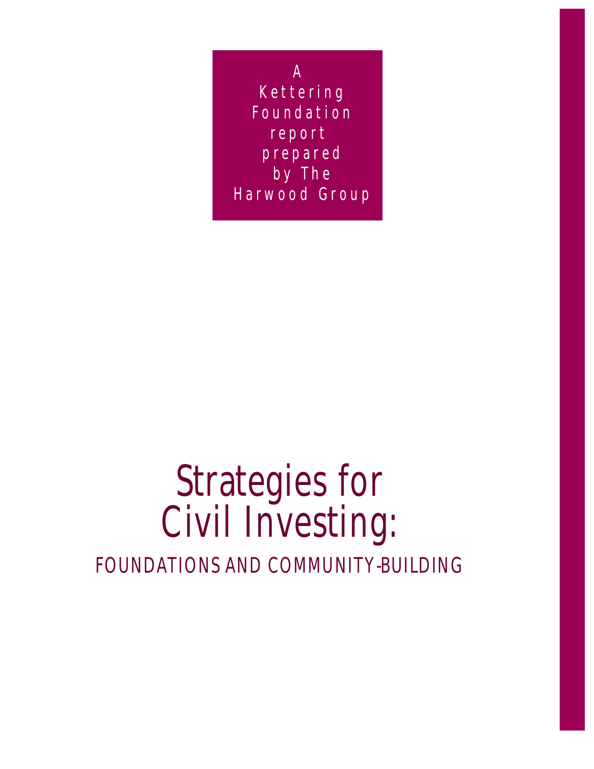A Kettering Foundation report prepared by The Harwood Group

# Strategies for Civil Investing:

## FOUNDATIONS AND COMMUNITY-BUILDING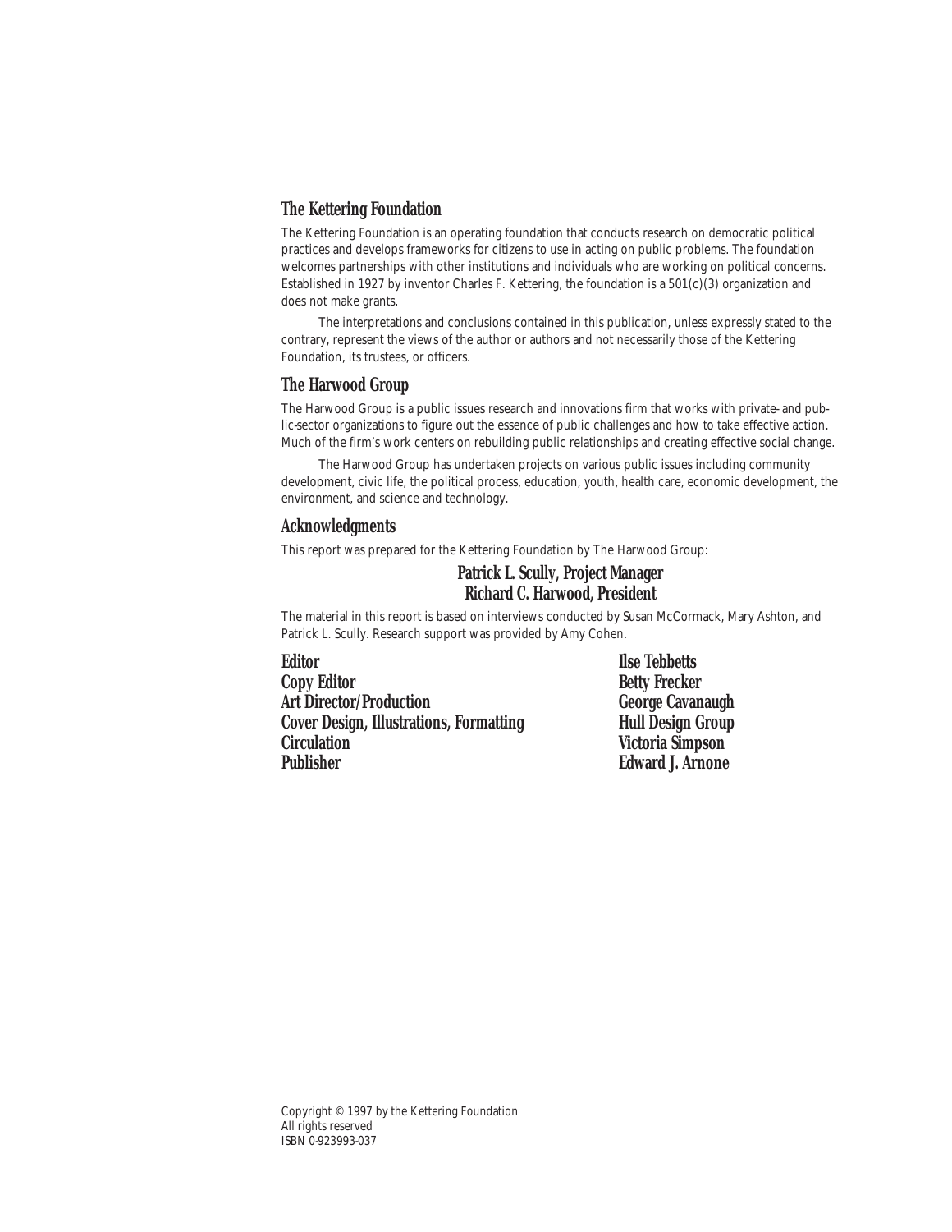## The Kettering Foundation

The Kettering Foundation is an operating foundation that conducts research on democratic political practices and develops frameworks for citizens to use in acting on public problems. The foundation welcomes partnerships with other institutions and individuals who are working on political concerns. Established in 1927 by inventor Charles F. Kettering, the foundation is a 501(c)(3) organization and does not make grants.

The interpretations and conclusions contained in this publication, unless expressly stated to the contrary, represent the views of the author or authors and not necessarily those of the Kettering Foundation, its trustees, or officers.

## The Harwood Group

The Harwood Group is a public issues research and innovations firm that works with private- and public-sector organizations to figure out the essence of public challenges and how to take effective action. Much of the firm's work centers on rebuilding public relationships and creating effective social change.

The Harwood Group has undertaken projects on various public issues including community development, civic life, the political process, education, youth, health care, economic development, the environment, and science and technology.

## Acknowledgments

This report was prepared for the Kettering Foundation by The Harwood Group:

**Patrick L. Scully, Project Manager**
**Richard C. Harwood, President**

The material in this report is based on interviews conducted by Susan McCormack, Mary Ashton, and Patrick L. Scully. Research support was provided by Amy Cohen.

| | |
|---|---|
| **Editor** | **Ilse Tebbetts** |
| **Copy Editor** | **Betty Frecker** |
| **Art Director/Production** | **George Cavanaugh** |
| **Cover Design, Illustrations, Formatting** | **Hull Design Group** |
| **Circulation** | **Victoria Simpson** |
| **Publisher** | **Edward J. Arnone** |

Copyright © 1997 by the Kettering Foundation
All rights reserved
ISBN 0-923993-037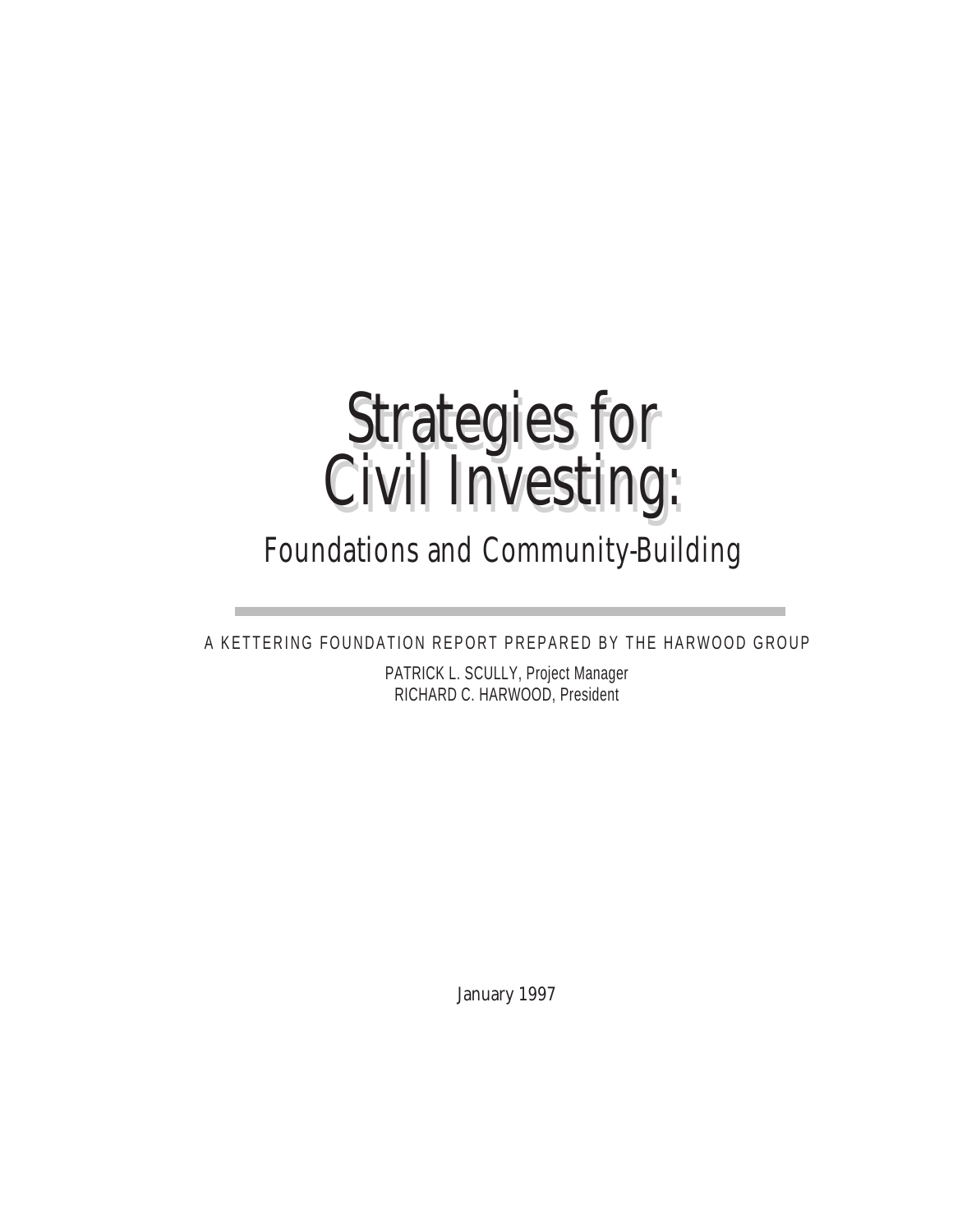# Strategies for Civil Investing:

## Foundations and Community-Building

A KETTERING FOUNDATION REPORT PREPARED BY THE HARWOOD GROUP

PATRICK L. SCULLY, Project Manager
RICHARD C. HARWOOD, President

January 1997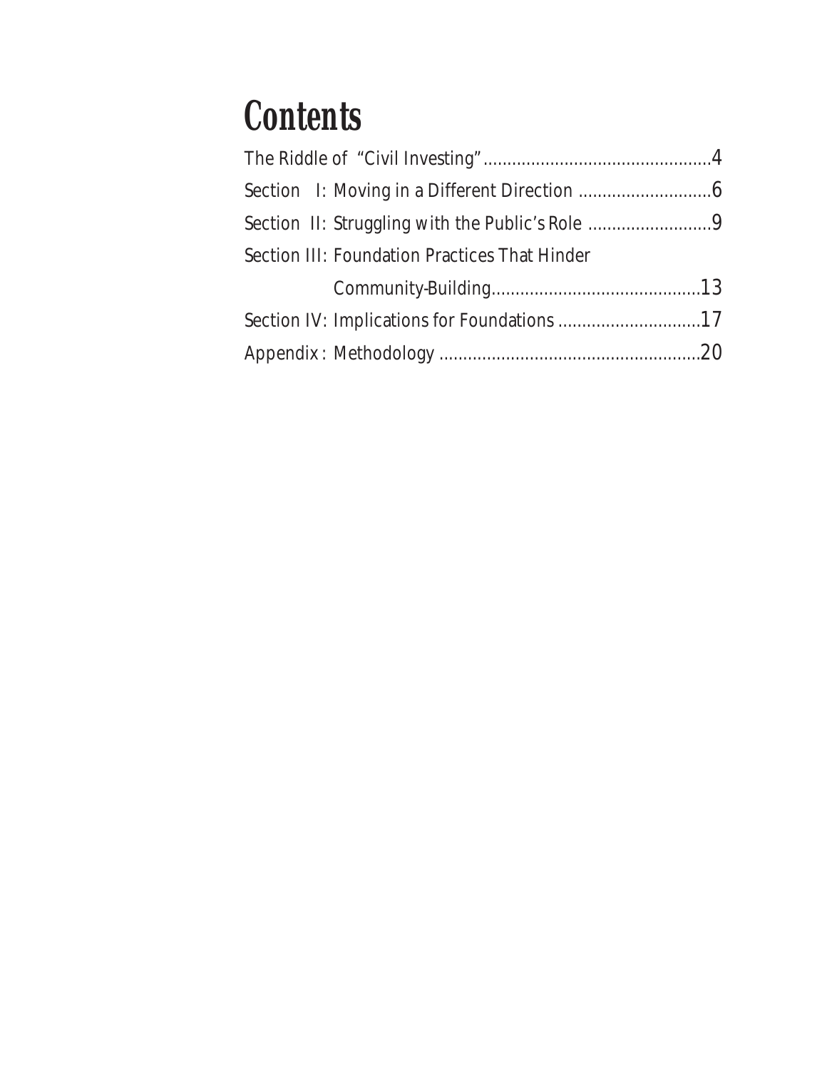# Contents

The Riddle of "Civil Investing"................................................4

Section I: Moving in a Different Direction ............................6

Section II: Struggling with the Public's Role ..........................9

Section III: Foundation Practices That Hinder Community-Building............................................13

Section IV: Implications for Foundations ..............................17

Appendix: Methodology .......................................................20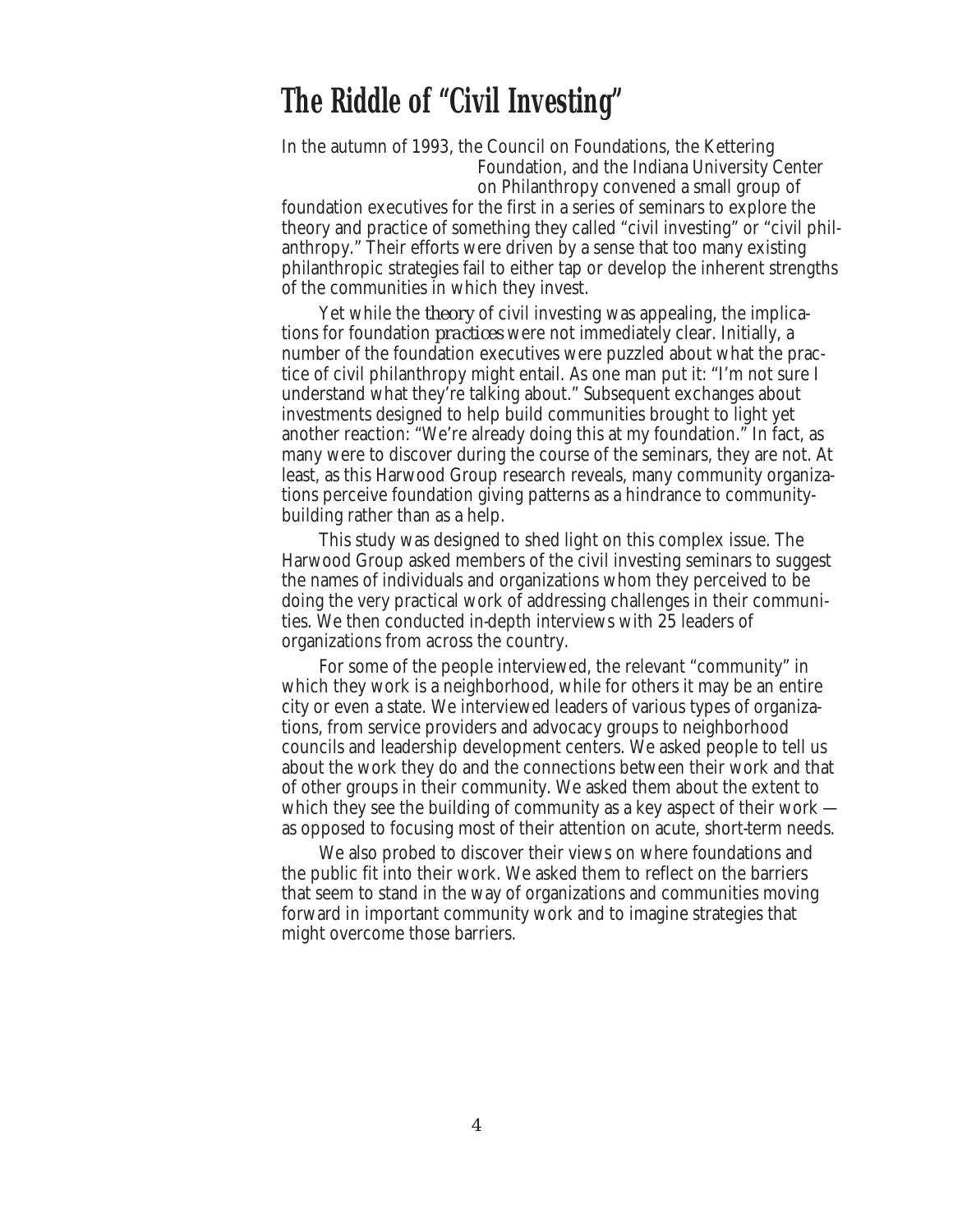# The Riddle of "Civil Investing"

In the autumn of 1993, the Council on Foundations, the Kettering Foundation, and the Indiana University Center on Philanthropy convened a small group of foundation executives for the first in a series of seminars to explore the theory and practice of something they called "civil investing" or "civil philanthropy." Their efforts were driven by a sense that too many existing philanthropic strategies fail to either tap or develop the inherent strengths of the communities in which they invest.

Yet while the *theory* of civil investing was appealing, the implications for foundation *practices* were not immediately clear. Initially, a number of the foundation executives were puzzled about what the practice of civil philanthropy might entail. As one man put it: "I'm not sure I understand what they're talking about." Subsequent exchanges about investments designed to help build communities brought to light yet another reaction: "We're already doing this at my foundation." In fact, as many were to discover during the course of the seminars, they are not. At least, as this Harwood Group research reveals, many community organizations perceive foundation giving patterns as a hindrance to community-building rather than as a help.

This study was designed to shed light on this complex issue. The Harwood Group asked members of the civil investing seminars to suggest the names of individuals and organizations whom they perceived to be doing the very practical work of addressing challenges in their communities. We then conducted in-depth interviews with 25 leaders of organizations from across the country.

For some of the people interviewed, the relevant "community" in which they work is a neighborhood, while for others it may be an entire city or even a state. We interviewed leaders of various types of organizations, from service providers and advocacy groups to neighborhood councils and leadership development centers. We asked people to tell us about the work they do and the connections between their work and that of other groups in their community. We asked them about the extent to which they see the building of community as a key aspect of their work — as opposed to focusing most of their attention on acute, short-term needs.

We also probed to discover their views on where foundations and the public fit into their work. We asked them to reflect on the barriers that seem to stand in the way of organizations and communities moving forward in important community work and to imagine strategies that might overcome those barriers.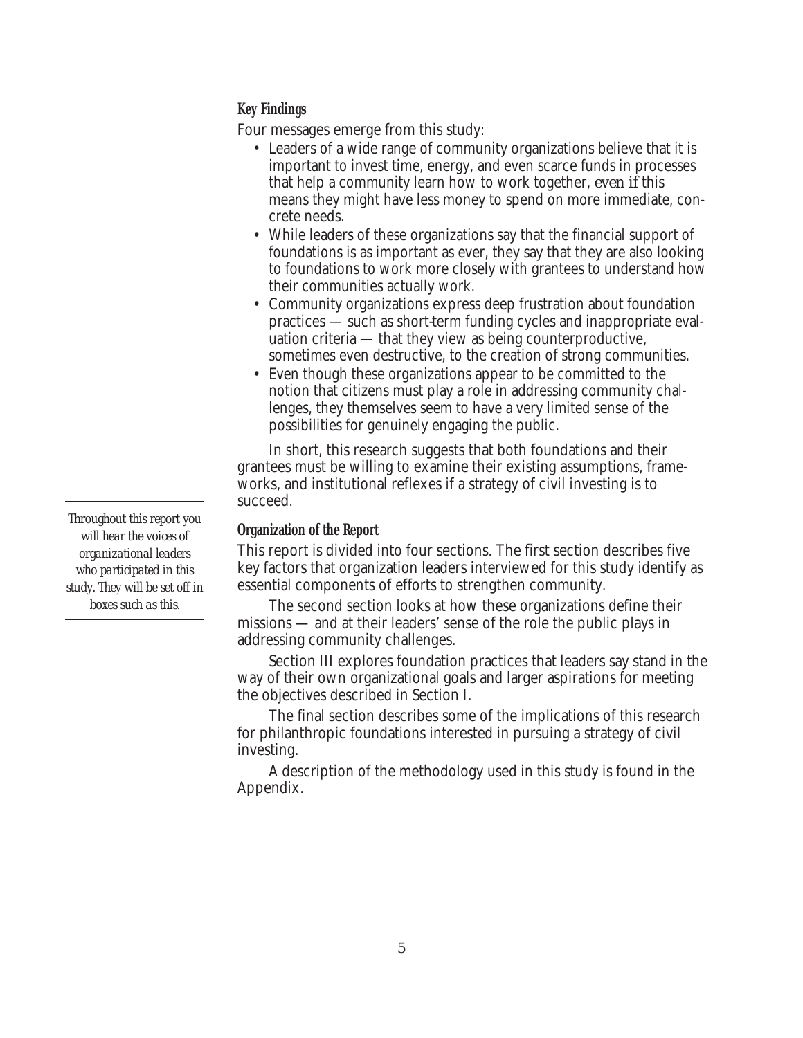### Key Findings

Four messages emerge from this study:

- Leaders of a wide range of community organizations believe that it is important to invest time, energy, and even scarce funds in processes that help a community learn how to work together, *even if* this means they might have less money to spend on more immediate, concrete needs.
- While leaders of these organizations say that the financial support of foundations is as important as ever, they say that they are also looking to foundations to work more closely with grantees to understand how their communities actually work.
- Community organizations express deep frustration about foundation practices — such as short-term funding cycles and inappropriate evaluation criteria — that they view as being counterproductive, sometimes even destructive, to the creation of strong communities.
- Even though these organizations appear to be committed to the notion that citizens must play a role in addressing community challenges, they themselves seem to have a very limited sense of the possibilities for genuinely engaging the public.

In short, this research suggests that both foundations and their grantees must be willing to examine their existing assumptions, frameworks, and institutional reflexes if a strategy of civil investing is to succeed.

*Throughout this report you will hear the voices of organizational leaders who participated in this study. They will be set off in boxes such as this.*

### Organization of the Report

This report is divided into four sections. The first section describes five key factors that organization leaders interviewed for this study identify as essential components of efforts to strengthen community.

The second section looks at how these organizations define their missions — and at their leaders' sense of the role the public plays in addressing community challenges.

Section III explores foundation practices that leaders say stand in the way of their own organizational goals and larger aspirations for meeting the objectives described in Section I.

The final section describes some of the implications of this research for philanthropic foundations interested in pursuing a strategy of civil investing.

A description of the methodology used in this study is found in the Appendix.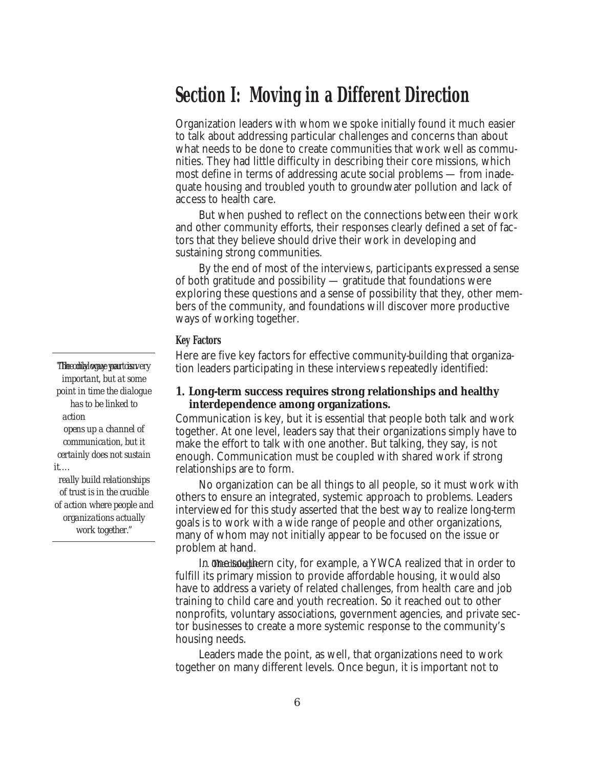# Section I: Moving in a Different Direction

Organization leaders with whom we spoke initially found it much easier to talk about addressing particular challenges and concerns than about what needs to be done to create communities that work well as communities. They had little difficulty in describing their core missions, which most define in terms of addressing acute social problems — from inadequate housing and troubled youth to groundwater pollution and lack of access to health care.

But when pushed to reflect on the connections between their work and other community efforts, their responses clearly defined a set of factors that they believe should drive their work in developing and sustaining strong communities.

By the end of most of the interviews, participants expressed a sense of both gratitude and possibility — gratitude that foundations were exploring these questions and a sense of possibility that they, other members of the community, and foundations will discover more productive ways of working together.

### Key Factors

Here are five key factors for effective community-building that organization leaders participating in these interviews repeatedly identified:

> *"The dialogue part is very important, but at some point in time the dialogue has to be linked to action ... opens up a channel of communication, but it certainly does not sustain it.... really build relationships of trust is in the crucible of action where people and organizations actually work together."*

**1. Long-term success requires strong relationships and healthy interdependence among organizations.**

Communication is key, but it is essential that people both talk and work together. At one level, leaders say that their organizations simply have to make the effort to talk with one another. But talking, they say, is not enough. Communication must be coupled with shared work if strong relationships are to form.

No organization can be all things to all people, so it must work with others to ensure an integrated, systemic approach to problems. Leaders interviewed for this study asserted that the best way to realize long-term goals is to work with a wide range of people and other organizations, many of whom may not initially appear to be focused on the issue or problem at hand.

In one southern city, for example, a YWCA realized that in order to fulfill its primary mission to provide affordable housing, it would also have to address a variety of related challenges, from health care and job training to child care and youth recreation. So it reached out to other nonprofits, voluntary associations, government agencies, and private sector businesses to create a more systemic response to the community's housing needs.

Leaders made the point, as well, that organizations need to work together on many different levels. Once begun, it is important not to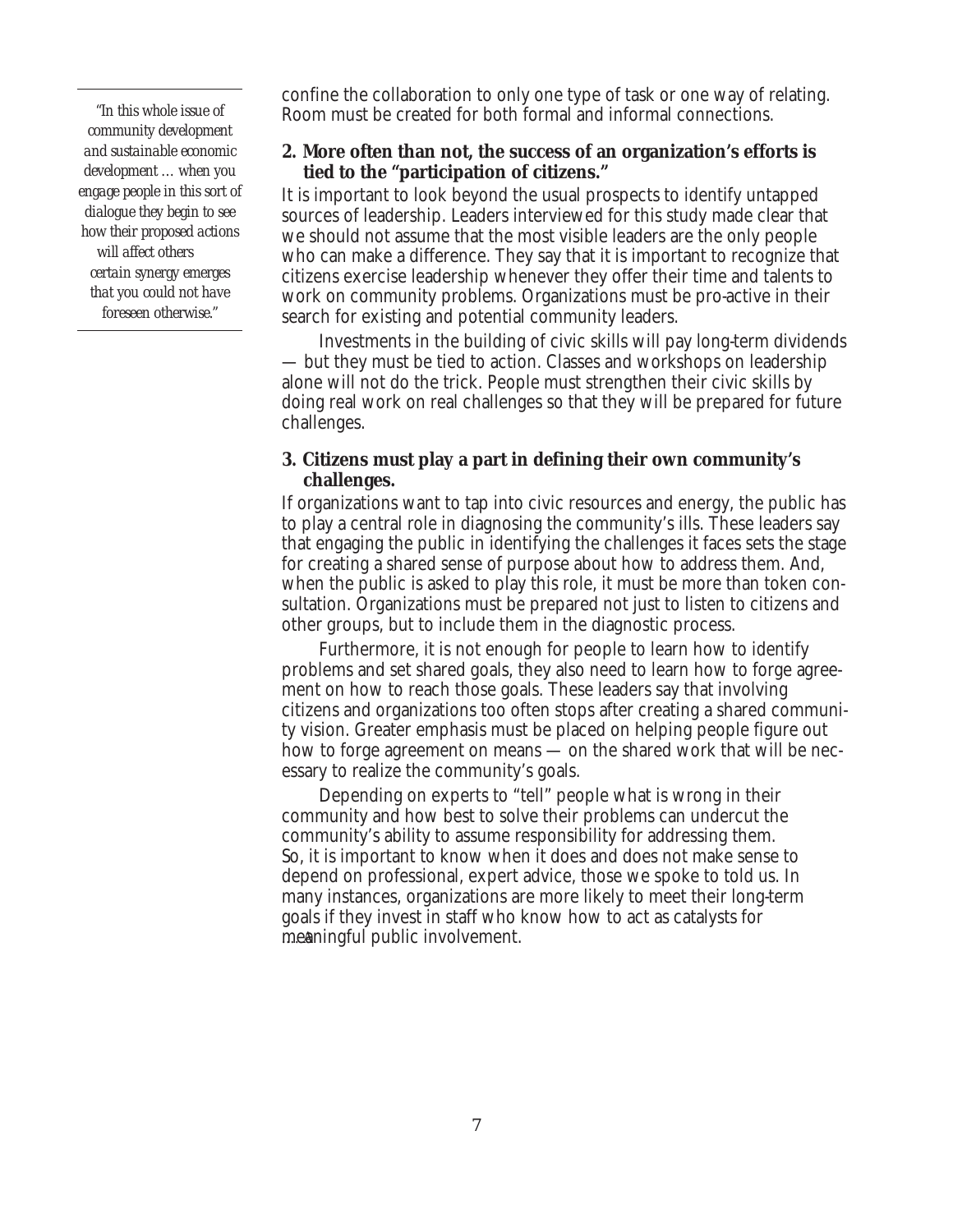> "In this whole issue of community development and sustainable economic development … when you engage people in this sort of dialogue they begin to see how their proposed actions will affect others certain synergy emerges that you could not have foreseen otherwise."

confine the collaboration to only one type of task or one way of relating. Room must be created for both formal and informal connections.

**2. More often than not, the success of an organization's efforts is tied to the "participation of citizens."**

It is important to look beyond the usual prospects to identify untapped sources of leadership. Leaders interviewed for this study made clear that we should not assume that the most visible leaders are the only people who can make a difference. They say that it is important to recognize that citizens exercise leadership whenever they offer their time and talents to work on community problems. Organizations must be pro-active in their search for existing and potential community leaders.

Investments in the building of civic skills will pay long-term dividends — but they must be tied to action. Classes and workshops on leadership alone will not do the trick. People must strengthen their civic skills by doing real work on real challenges so that they will be prepared for future challenges.

**3. Citizens must play a part in defining their own community's challenges.**

If organizations want to tap into civic resources and energy, the public has to play a central role in diagnosing the community's ills. These leaders say that engaging the public in identifying the challenges it faces sets the stage for creating a shared sense of purpose about how to address them. And, when the public is asked to play this role, it must be more than token consultation. Organizations must be prepared not just to listen to citizens and other groups, but to include them in the diagnostic process.

Furthermore, it is not enough for people to learn how to identify problems and set shared goals, they also need to learn how to forge agreement on how to reach those goals. These leaders say that involving citizens and organizations too often stops after creating a shared community vision. Greater emphasis must be placed on helping people figure out how to forge agreement on means — on the shared work that will be necessary to realize the community's goals.

Depending on experts to "tell" people what is wrong in their community and how best to solve their problems can undercut the community's ability to assume responsibility for addressing them. So, it is important to know when it does and does not make sense to depend on professional, expert advice, those we spoke to told us. In many instances, organizations are more likely to meet their long-term goals if they invest in staff who know how to act as catalysts for meaningful public involvement.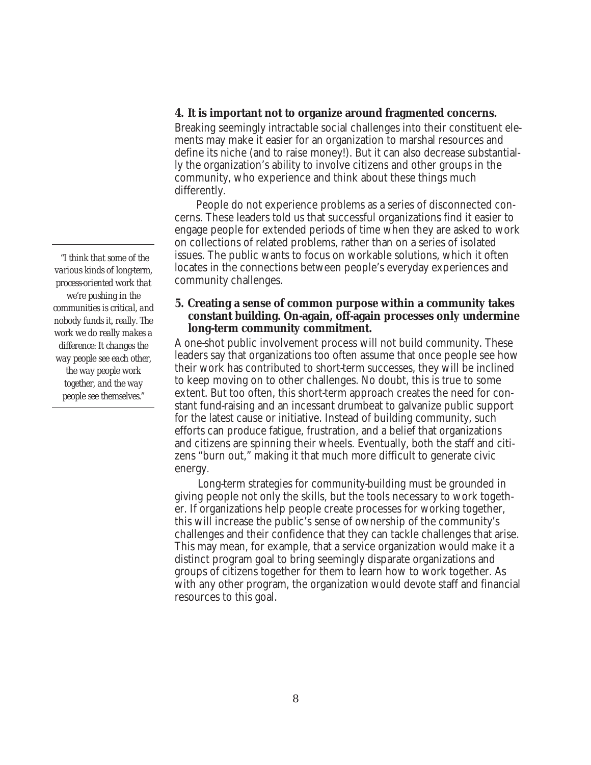**4. It is important not to organize around fragmented concerns.**

Breaking seemingly intractable social challenges into their constituent elements may make it easier for an organization to marshal resources and define its niche (and to raise money!). But it can also decrease substantially the organization's ability to involve citizens and other groups in the community, who experience and think about these things much differently.

People do not experience problems as a series of disconnected concerns. These leaders told us that successful organizations find it easier to engage people for extended periods of time when they are asked to work on collections of related problems, rather than on a series of isolated issues. The public wants to focus on workable solutions, which it often locates in the connections between people's everyday experiences and community challenges.

> *"I think that some of the various kinds of long-term, process-oriented work that we're pushing in the communities is critical, and nobody funds it, really. The work we do really makes a difference: It changes the way people see each other, the way people work together, and the way people see themselves."*

**5. Creating a sense of common purpose within a community takes constant building. On-again, off-again processes only undermine long-term community commitment.**

A one-shot public involvement process will not build community. These leaders say that organizations too often assume that once people see how their work has contributed to short-term successes, they will be inclined to keep moving on to other challenges. No doubt, this is true to some extent. But too often, this short-term approach creates the need for constant fund-raising and an incessant drumbeat to galvanize public support for the latest cause or initiative. Instead of building community, such efforts can produce fatigue, frustration, and a belief that organizations and citizens are spinning their wheels. Eventually, both the staff and citizens "burn out," making it that much more difficult to generate civic energy.

Long-term strategies for community-building must be grounded in giving people not only the skills, but the tools necessary to work together. If organizations help people create processes for working together, this will increase the public's sense of ownership of the community's challenges and their confidence that they can tackle challenges that arise. This may mean, for example, that a service organization would make it a distinct program goal to bring seemingly disparate organizations and groups of citizens together for them to learn how to work together. As with any other program, the organization would devote staff and financial resources to this goal.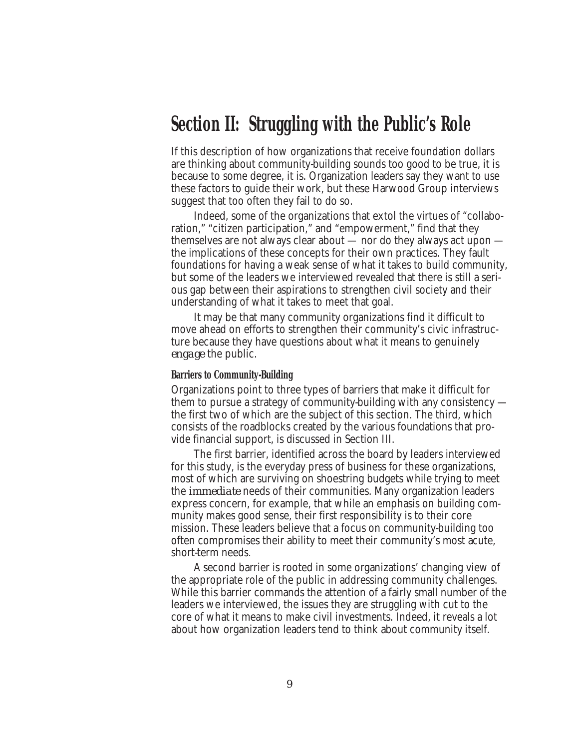# Section II: Struggling with the Public's Role

If this description of how organizations that receive foundation dollars are thinking about community-building sounds too good to be true, it is because to some degree, it is. Organization leaders say they want to use these factors to guide their work, but these Harwood Group interviews suggest that too often they fail to do so.

Indeed, some of the organizations that extol the virtues of "collaboration," "citizen participation," and "empowerment," find that they themselves are not always clear about — nor do they always act upon — the implications of these concepts for their own practices. They fault foundations for having a weak sense of what it takes to build community, but some of the leaders we interviewed revealed that there is still a serious gap between their aspirations to strengthen civil society and their understanding of what it takes to meet that goal.

It may be that many community organizations find it difficult to move ahead on efforts to strengthen their community's civic infrastructure because they have questions about what it means to genuinely *engage* the public.

### Barriers to Community-Building

Organizations point to three types of barriers that make it difficult for them to pursue a strategy of community-building with any consistency — the first two of which are the subject of this section. The third, which consists of the roadblocks created by the various foundations that provide financial support, is discussed in Section III.

The first barrier, identified across the board by leaders interviewed for this study, is the everyday press of business for these organizations, most of which are surviving on shoestring budgets while trying to meet the *immediate* needs of their communities. Many organization leaders express concern, for example, that while an emphasis on building community makes good sense, their first responsibility is to their core mission. These leaders believe that a focus on community-building too often compromises their ability to meet their community's most acute, short-term needs.

A second barrier is rooted in some organizations' changing view of the appropriate role of the public in addressing community challenges. While this barrier commands the attention of a fairly small number of the leaders we interviewed, the issues they are struggling with cut to the core of what it means to make civil investments. Indeed, it reveals a lot about how organization leaders tend to think about community itself.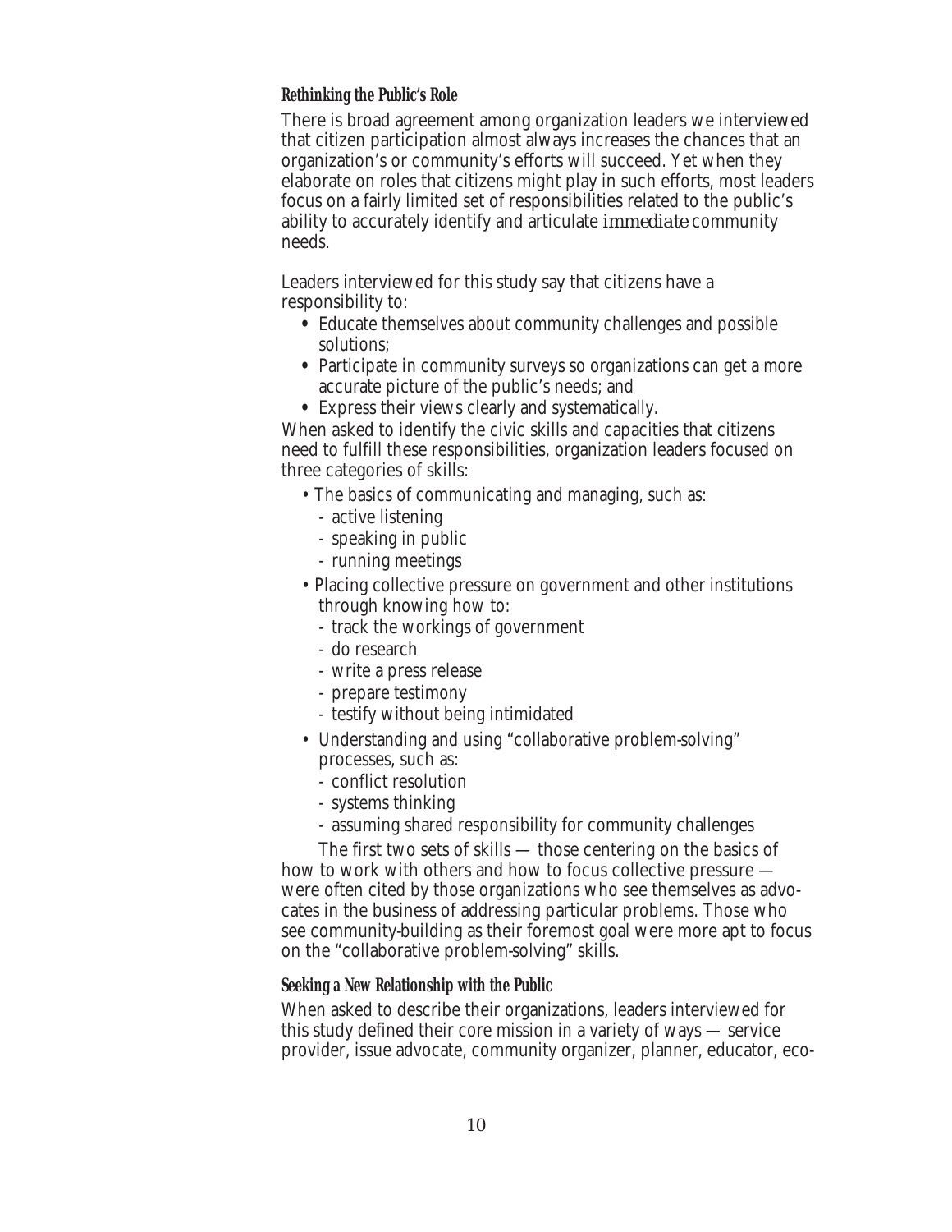### Rethinking the Public's Role

There is broad agreement among organization leaders we interviewed that citizen participation almost always increases the chances that an organization's or community's efforts will succeed. Yet when they elaborate on roles that citizens might play in such efforts, most leaders focus on a fairly limited set of responsibilities related to the public's ability to accurately identify and articulate *immediate* community needs.

Leaders interviewed for this study say that citizens have a responsibility to:

- Educate themselves about community challenges and possible solutions;
- Participate in community surveys so organizations can get a more accurate picture of the public's needs; and
- Express their views clearly and systematically.

When asked to identify the civic skills and capacities that citizens need to fulfill these responsibilities, organization leaders focused on three categories of skills:

- The basics of communicating and managing, such as:
  - active listening
  - speaking in public
  - running meetings
- Placing collective pressure on government and other institutions through knowing how to:
  - track the workings of government
  - do research
  - write a press release
  - prepare testimony
  - testify without being intimidated
- Understanding and using "collaborative problem-solving" processes, such as:
  - conflict resolution
  - systems thinking
  - assuming shared responsibility for community challenges

The first two sets of skills — those centering on the basics of how to work with others and how to focus collective pressure — were often cited by those organizations who see themselves as advocates in the business of addressing particular problems. Those who see community-building as their foremost goal were more apt to focus on the "collaborative problem-solving" skills.

### Seeking a New Relationship with the Public

When asked to describe their organizations, leaders interviewed for this study defined their core mission in a variety of ways — service provider, issue advocate, community organizer, planner, educator, eco-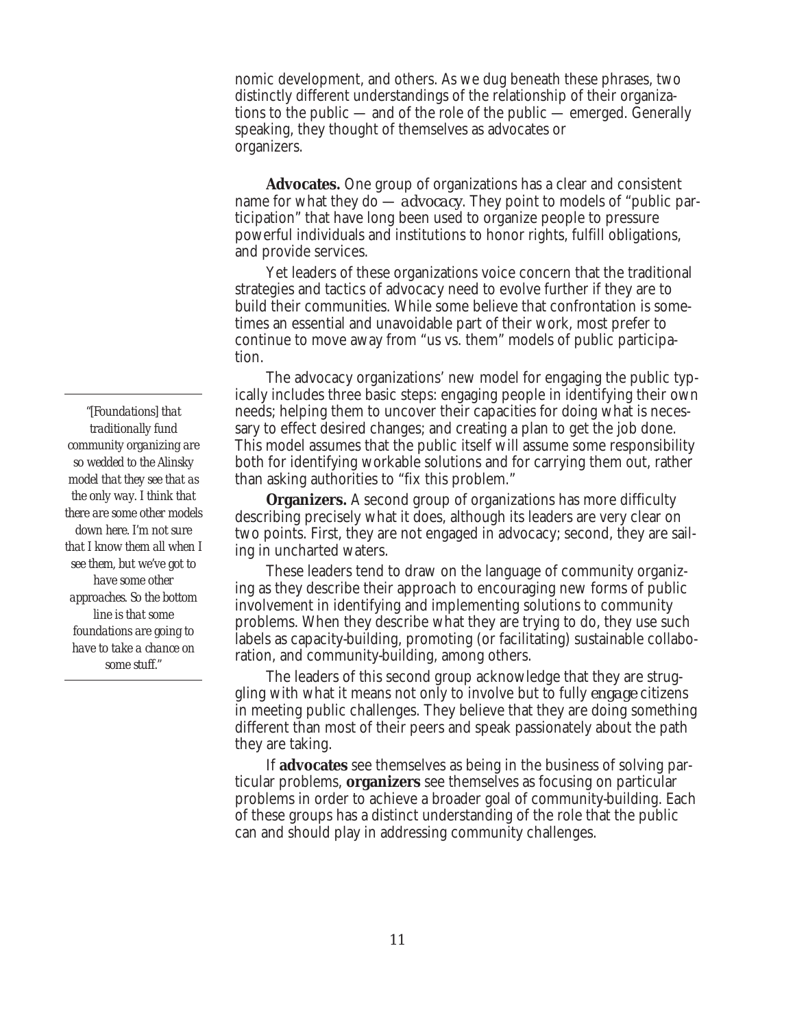nomic development, and others. As we dug beneath these phrases, two distinctly different understandings of the relationship of their organizations to the public — and of the role of the public — emerged. Generally speaking, they thought of themselves as advocates or organizers.

**Advocates.** One group of organizations has a clear and consistent name for what they do — *advocacy*. They point to models of "public participation" that have long been used to organize people to pressure powerful individuals and institutions to honor rights, fulfill obligations, and provide services.

Yet leaders of these organizations voice concern that the traditional strategies and tactics of advocacy need to evolve further if they are to build their communities. While some believe that confrontation is sometimes an essential and unavoidable part of their work, most prefer to continue to move away from "us vs. them" models of public participation.

The advocacy organizations' new model for engaging the public typically includes three basic steps: engaging people in identifying their own needs; helping them to uncover their capacities for doing what is necessary to effect desired changes; and creating a plan to get the job done. This model assumes that the public itself will assume some responsibility both for identifying workable solutions and for carrying them out, rather than asking authorities to "fix this problem."

> *"[Foundations] that traditionally fund community organizing are so wedded to the Alinsky model that they see that as the only way. I think that there are some other models down here. I'm not sure that I know them all when I see them, but we've got to have some other approaches. So the bottom line is that some foundations are going to have to take a chance on some stuff."*

**Organizers.** A second group of organizations has more difficulty describing precisely what it does, although its leaders are very clear on two points. First, they are not engaged in advocacy; second, they are sailing in uncharted waters.

These leaders tend to draw on the language of community organizing as they describe their approach to encouraging new forms of public involvement in identifying and implementing solutions to community problems. When they describe what they are trying to do, they use such labels as capacity-building, promoting (or facilitating) sustainable collaboration, and community-building, among others.

The leaders of this second group acknowledge that they are struggling with what it means not only to involve but to fully *engage* citizens in meeting public challenges. They believe that they are doing something different than most of their peers and speak passionately about the path they are taking.

If **advocates** see themselves as being in the business of solving particular problems, **organizers** see themselves as focusing on particular problems in order to achieve a broader goal of community-building. Each of these groups has a distinct understanding of the role that the public can and should play in addressing community challenges.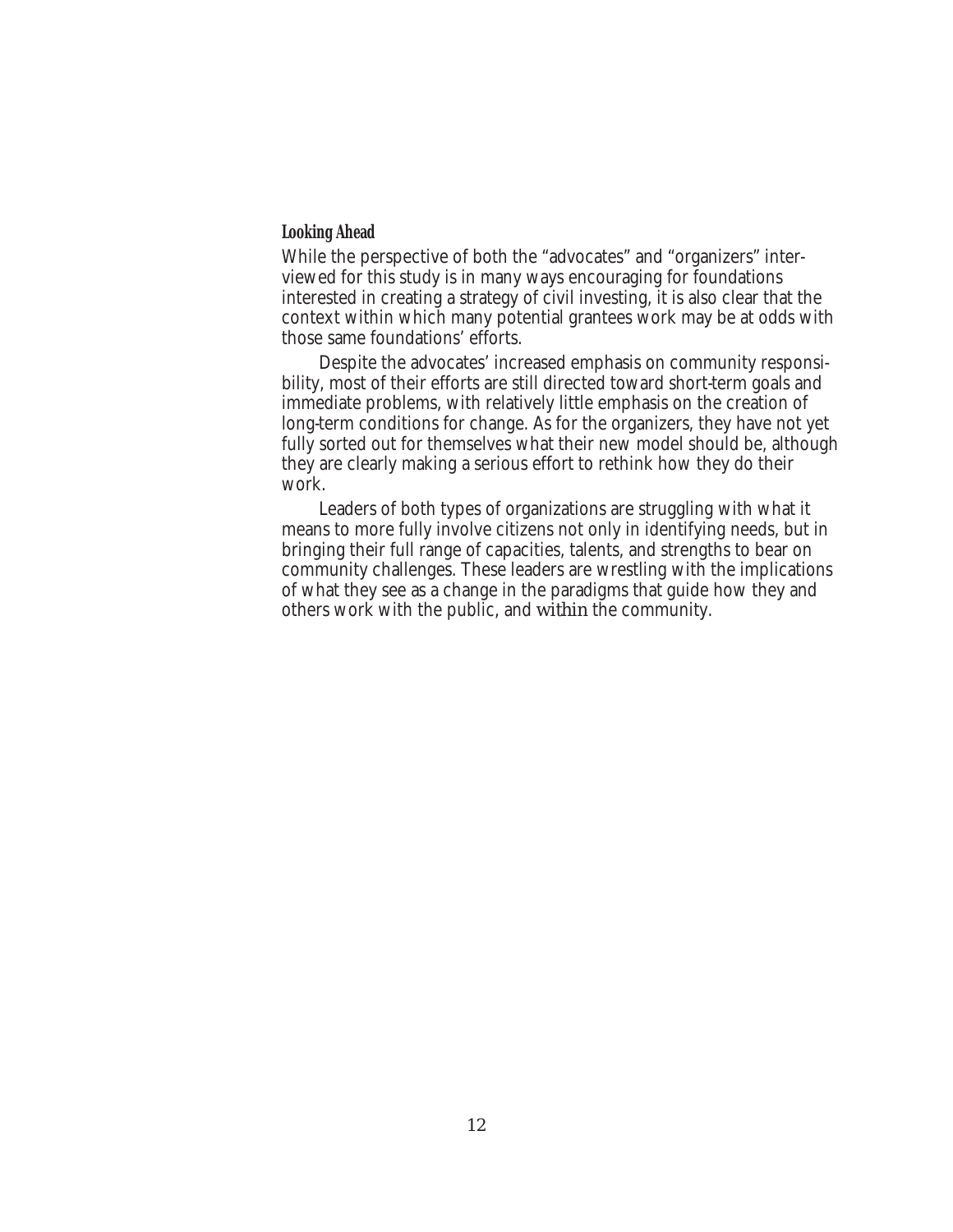### Looking Ahead

While the perspective of both the "advocates" and "organizers" interviewed for this study is in many ways encouraging for foundations interested in creating a strategy of civil investing, it is also clear that the context within which many potential grantees work may be at odds with those same foundations' efforts.

Despite the advocates' increased emphasis on community responsibility, most of their efforts are still directed toward short-term goals and immediate problems, with relatively little emphasis on the creation of long-term conditions for change. As for the organizers, they have not yet fully sorted out for themselves what their new model should be, although they are clearly making a serious effort to rethink how they do their work.

Leaders of both types of organizations are struggling with what it means to more fully involve citizens not only in identifying needs, but in bringing their full range of capacities, talents, and strengths to bear on community challenges. These leaders are wrestling with the implications of what they see as a change in the paradigms that guide how they and others work with the public, and *within* the community.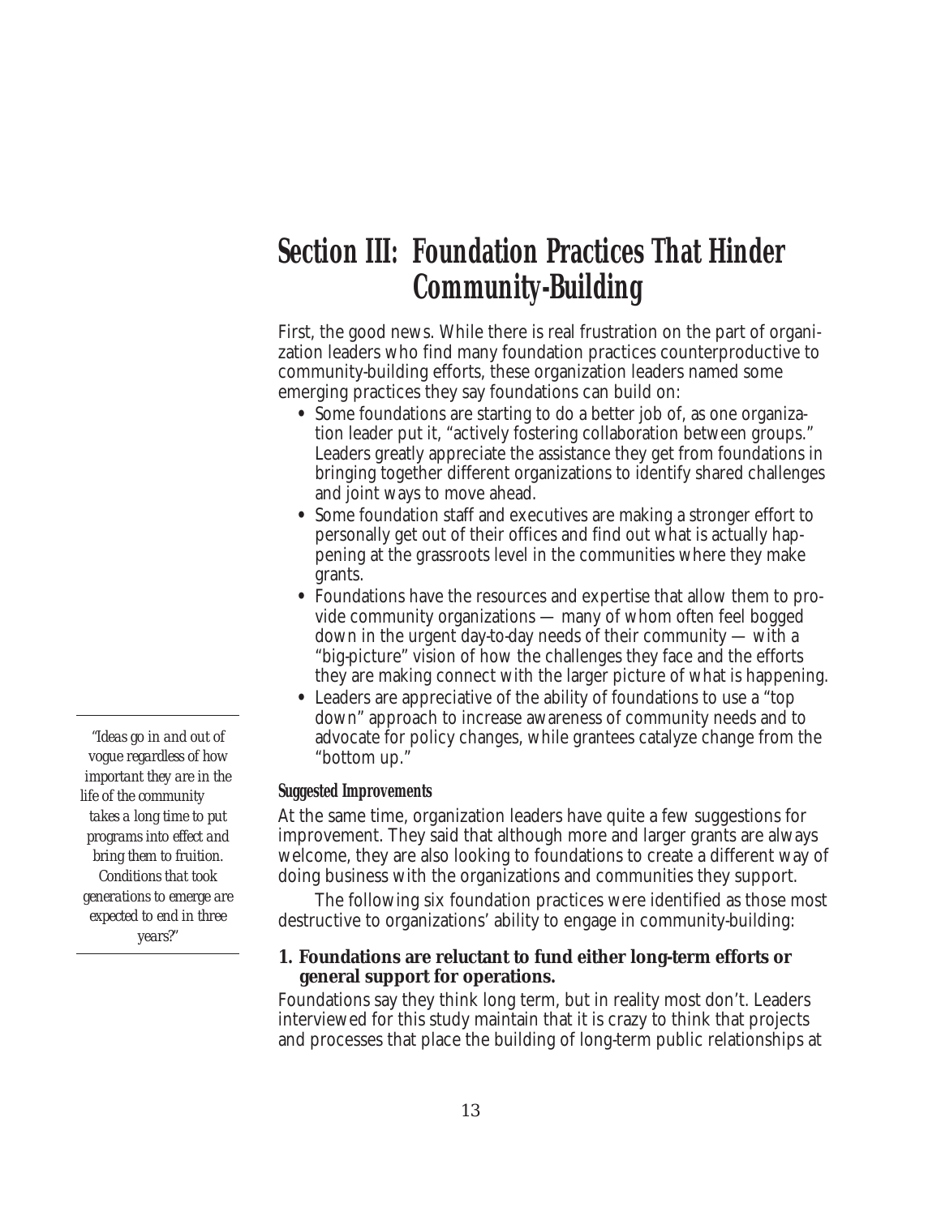# Section III: Foundation Practices That Hinder Community-Building

First, the good news. While there is real frustration on the part of organization leaders who find many foundation practices counterproductive to community-building efforts, these organization leaders named some emerging practices they say foundations can build on:

- Some foundations are starting to do a better job of, as one organization leader put it, "actively fostering collaboration between groups." Leaders greatly appreciate the assistance they get from foundations in bringing together different organizations to identify shared challenges and joint ways to move ahead.
- Some foundation staff and executives are making a stronger effort to personally get out of their offices and find out what is actually happening at the grassroots level in the communities where they make grants.
- Foundations have the resources and expertise that allow them to provide community organizations — many of whom often feel bogged down in the urgent day-to-day needs of their community — with a "big-picture" vision of how the challenges they face and the efforts they are making connect with the larger picture of what is happening.
- Leaders are appreciative of the ability of foundations to use a "top down" approach to increase awareness of community needs and to advocate for policy changes, while grantees catalyze change from the "bottom up."

*"Ideas go in and out of vogue regardless of how important they are in the life of the community takes a long time to put programs into effect and bring them to fruition. Conditions that took generations to emerge are expected to end in three years?"*

### Suggested Improvements

At the same time, organization leaders have quite a few suggestions for improvement. They said that although more and larger grants are always welcome, they are also looking to foundations to create a different way of doing business with the organizations and communities they support.

The following six foundation practices were identified as those most destructive to organizations' ability to engage in community-building:

**1. Foundations are reluctant to fund either long-term efforts or general support for operations.**

Foundations say they think long term, but in reality most don't. Leaders interviewed for this study maintain that it is crazy to think that projects and processes that place the building of long-term public relationships at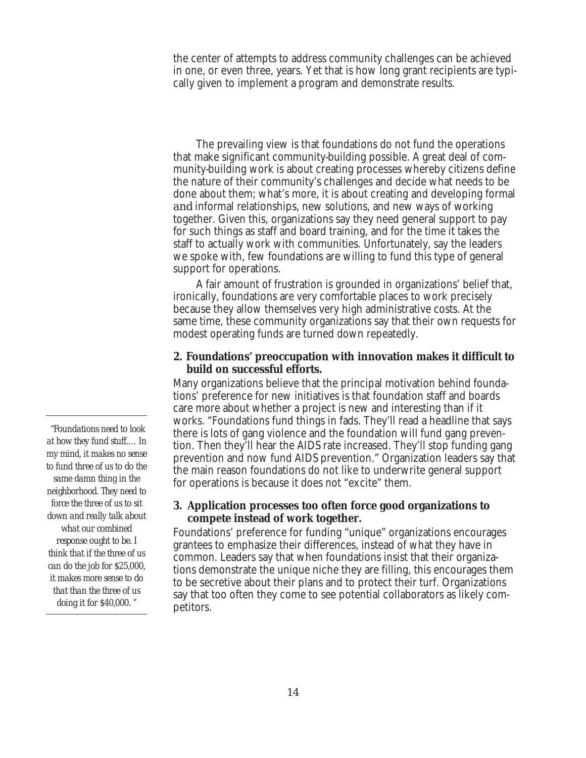the center of attempts to address community challenges can be achieved in one, or even three, years. Yet that is how long grant recipients are typically given to implement a program and demonstrate results.

The prevailing view is that foundations do not fund the operations that make significant community-building possible. A great deal of community-building work is about creating processes whereby citizens define the nature of their community's challenges and decide what needs to be done about them; what's more, it is about creating and developing formal and informal relationships, new solutions, and new ways of working together. Given this, organizations say they need general support to pay for such things as staff and board training, and for the time it takes the staff to actually work with communities. Unfortunately, say the leaders we spoke with, few foundations are willing to fund this type of general support for operations.

A fair amount of frustration is grounded in organizations' belief that, ironically, foundations are very comfortable places to work precisely because they allow themselves very high administrative costs. At the same time, these community organizations say that their own requests for modest operating funds are turned down repeatedly.

**2. Foundations' preoccupation with innovation makes it difficult to build on successful efforts.**

Many organizations believe that the principal motivation behind foundations' preference for new initiatives is that foundation staff and boards care more about whether a project is new and interesting than if it works. "Foundations fund things in fads. They'll read a headline that says there is lots of gang violence and the foundation will fund gang prevention. Then they'll hear the AIDS rate increased. They'll stop funding gang prevention and now fund AIDS prevention." Organization leaders say that the main reason foundations do not like to underwrite general support for operations is because it does not "excite" them.

*"Foundations need to look at how they fund stuff.... In my mind, it makes no sense to fund three of us to do the same damn thing in the neighborhood. They need to force the three of us to sit down and really talk about what our combined response ought to be. I think that if the three of us can do the job for $25,000, it makes more sense to do that than the three of us doing it for $40,000."*

**3. Application processes too often force good organizations to compete instead of work together.**

Foundations' preference for funding "unique" organizations encourages grantees to emphasize their differences, instead of what they have in common. Leaders say that when foundations insist that their organizations demonstrate the unique niche they are filling, this encourages them to be secretive about their plans and to protect their turf. Organizations say that too often they come to see potential collaborators as likely competitors.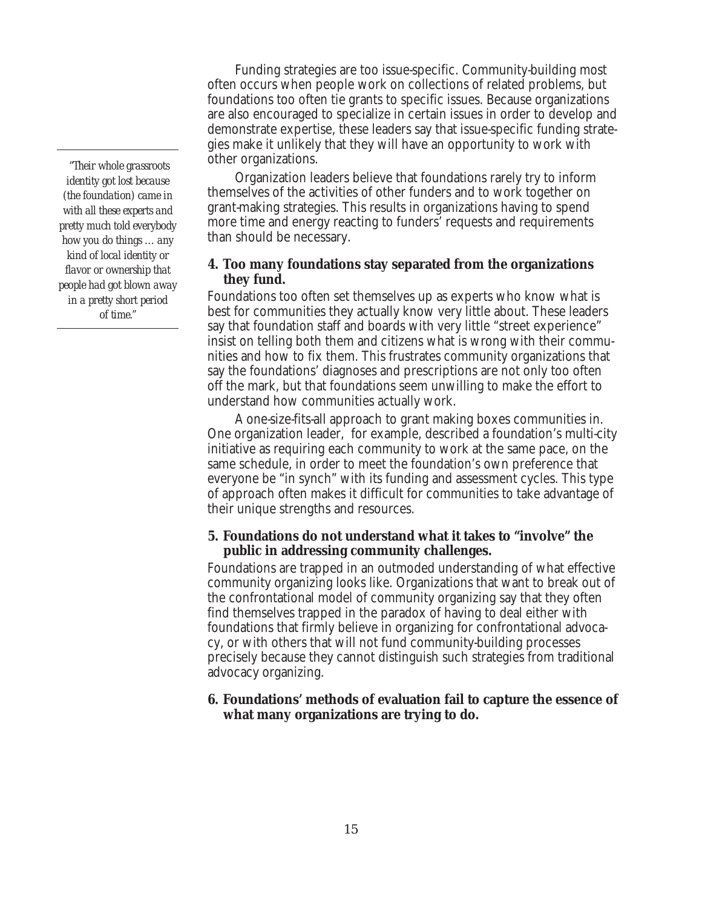Funding strategies are too issue-specific. Community-building most often occurs when people work on collections of related problems, but foundations too often tie grants to specific issues. Because organizations are also encouraged to specialize in certain issues in order to develop and demonstrate expertise, these leaders say that issue-specific funding strategies make it unlikely that they will have an opportunity to work with other organizations.

*"Their whole grassroots identity got lost because (the foundation) came in with all these experts and pretty much told everybody how you do things ... any kind of local identity or flavor or ownership that people had got blown away in a pretty short period of time."*

Organization leaders believe that foundations rarely try to inform themselves of the activities of other funders and to work together on grant-making strategies. This results in organizations having to spend more time and energy reacting to funders' requests and requirements than should be necessary.

**4. Too many foundations stay separated from the organizations they fund.**

Foundations too often set themselves up as experts who know what is best for communities they actually know very little about. These leaders say that foundation staff and boards with very little "street experience" insist on telling both them and citizens what is wrong with their communities and how to fix them. This frustrates community organizations that say the foundations' diagnoses and prescriptions are not only too often off the mark, but that foundations seem unwilling to make the effort to understand how communities actually work.

A one-size-fits-all approach to grant making boxes communities in. One organization leader, for example, described a foundation's multi-city initiative as requiring each community to work at the same pace, on the same schedule, in order to meet the foundation's own preference that everyone be "in synch" with its funding and assessment cycles. This type of approach often makes it difficult for communities to take advantage of their unique strengths and resources.

**5. Foundations do not understand what it takes to "involve" the public in addressing community challenges.**

Foundations are trapped in an outmoded understanding of what effective community organizing looks like. Organizations that want to break out of the confrontational model of community organizing say that they often find themselves trapped in the paradox of having to deal either with foundations that firmly believe in organizing for confrontational advocacy, or with others that will not fund community-building processes precisely because they cannot distinguish such strategies from traditional advocacy organizing.

**6. Foundations' methods of evaluation fail to capture the essence of what many organizations are trying to do.**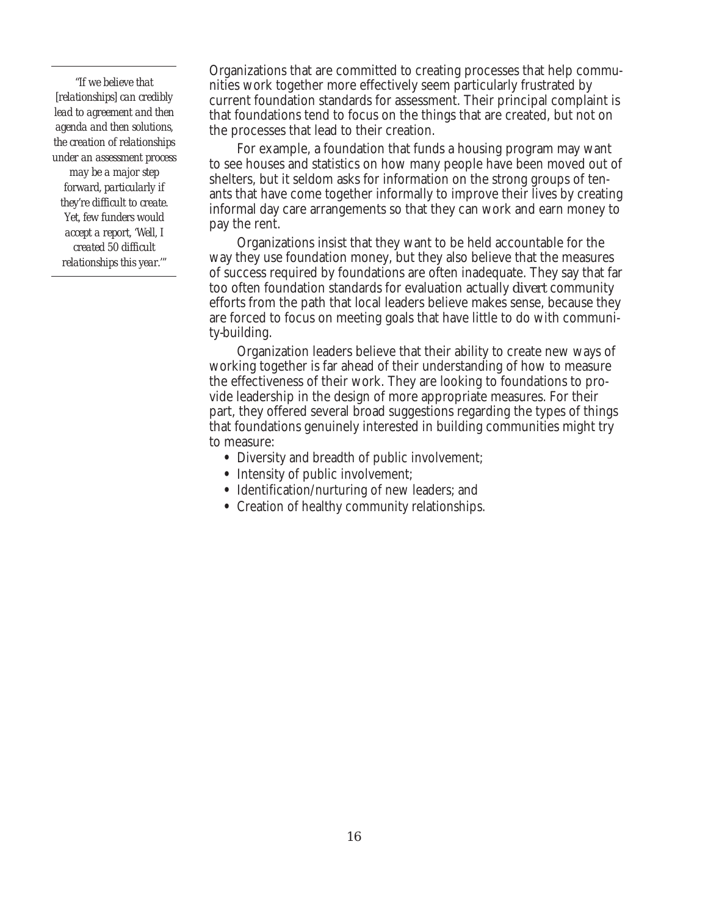> *"If we believe that [relationships] can credibly lead to agreement and then agenda and then solutions, the creation of relationships under an assessment process may be a major step forward, particularly if they're difficult to create. Yet, few funders would accept a report, 'Well, I created 50 difficult relationships this year.'"*

Organizations that are committed to creating processes that help communities work together more effectively seem particularly frustrated by current foundation standards for assessment. Their principal complaint is that foundations tend to focus on the things that are created, but not on the processes that lead to their creation.

For example, a foundation that funds a housing program may want to see houses and statistics on how many people have been moved out of shelters, but it seldom asks for information on the strong groups of tenants that have come together informally to improve their lives by creating informal day care arrangements so that they can work and earn money to pay the rent.

Organizations insist that they want to be held accountable for the way they use foundation money, but they also believe that the measures of success required by foundations are often inadequate. They say that far too often foundation standards for evaluation actually *divert* community efforts from the path that local leaders believe makes sense, because they are forced to focus on meeting goals that have little to do with community-building.

Organization leaders believe that their ability to create new ways of working together is far ahead of their understanding of how to measure the effectiveness of their work. They are looking to foundations to provide leadership in the design of more appropriate measures. For their part, they offered several broad suggestions regarding the types of things that foundations genuinely interested in building communities might try to measure:

- Diversity and breadth of public involvement;
- Intensity of public involvement;
- Identification/nurturing of new leaders; and
- Creation of healthy community relationships.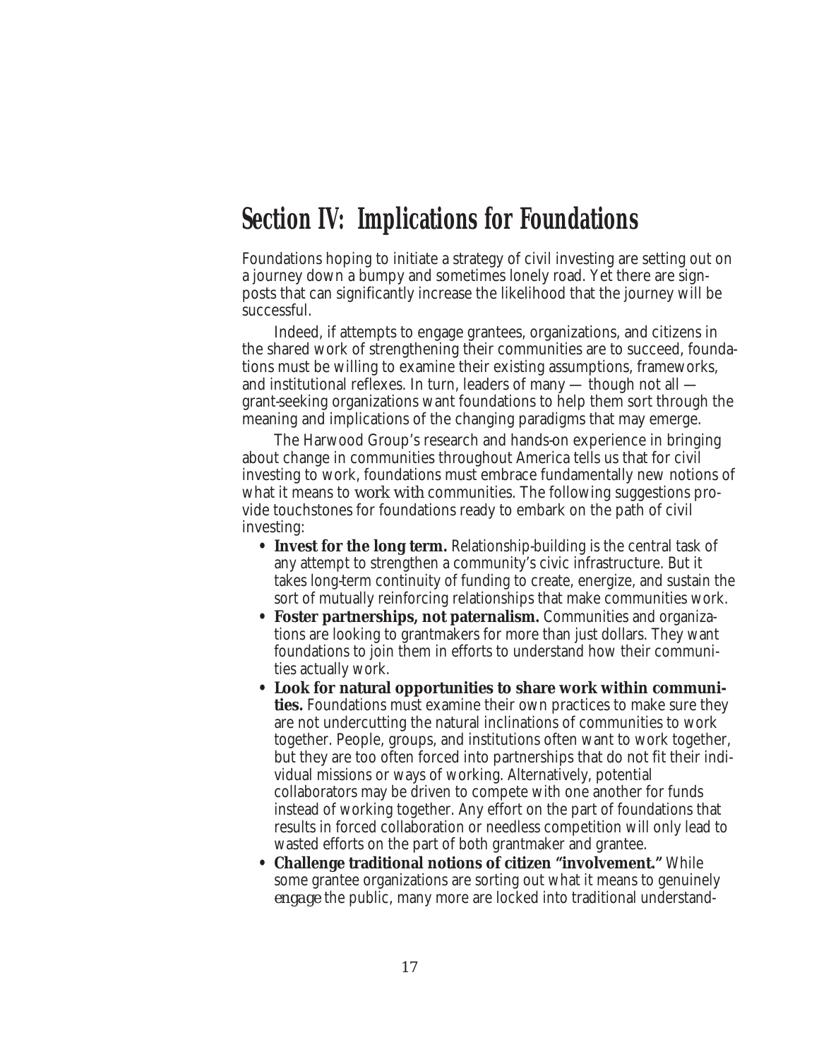## Section IV: Implications for Foundations

Foundations hoping to initiate a strategy of civil investing are setting out on a journey down a bumpy and sometimes lonely road. Yet there are signposts that can significantly increase the likelihood that the journey will be successful.

Indeed, if attempts to engage grantees, organizations, and citizens in the shared work of strengthening their communities are to succeed, foundations must be willing to examine their existing assumptions, frameworks, and institutional reflexes. In turn, leaders of many — though not all — grant-seeking organizations want foundations to help them sort through the meaning and implications of the changing paradigms that may emerge.

The Harwood Group's research and hands-on experience in bringing about change in communities throughout America tells us that for civil investing to work, foundations must embrace fundamentally new notions of what it means to *work with* communities. The following suggestions provide touchstones for foundations ready to embark on the path of civil investing:

- **Invest for the long term.** Relationship-building is the central task of any attempt to strengthen a community's civic infrastructure. But it takes long-term continuity of funding to create, energize, and sustain the sort of mutually reinforcing relationships that make communities work.
- **Foster partnerships, not paternalism.** Communities and organizations are looking to grantmakers for more than just dollars. They want foundations to join them in efforts to understand how their communities actually work.
- **Look for natural opportunities to share work within communities.** Foundations must examine their own practices to make sure they are not undercutting the natural inclinations of communities to work together. People, groups, and institutions often want to work together, but they are too often forced into partnerships that do not fit their individual missions or ways of working. Alternatively, potential collaborators may be driven to compete with one another for funds instead of working together. Any effort on the part of foundations that results in forced collaboration or needless competition will only lead to wasted efforts on the part of both grantmaker and grantee.
- **Challenge traditional notions of citizen "involvement."** While some grantee organizations are sorting out what it means to genuinely *engage* the public, many more are locked into traditional understand-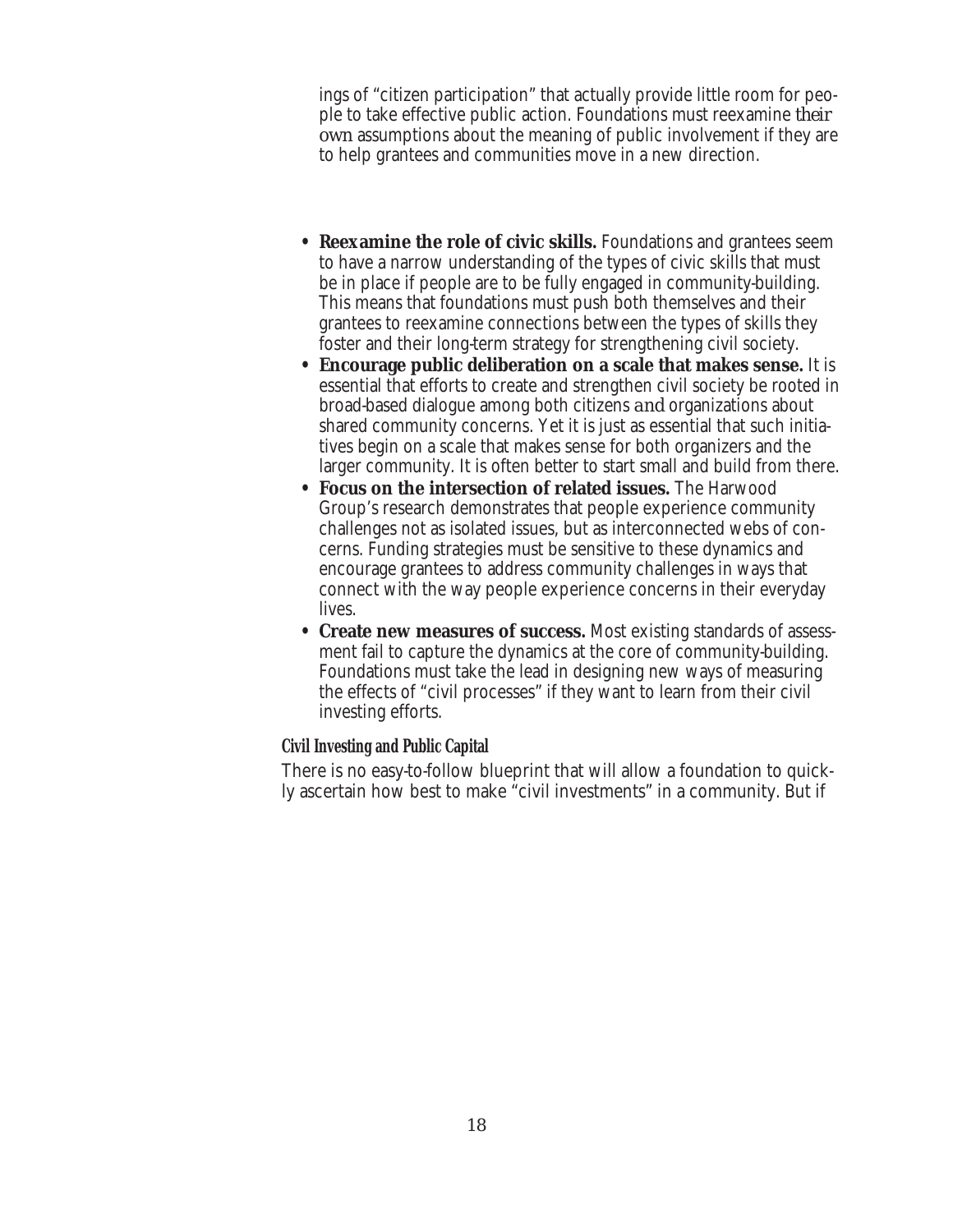ings of "citizen participation" that actually provide little room for people to take effective public action. Foundations must reexamine *their own* assumptions about the meaning of public involvement if they are to help grantees and communities move in a new direction.

- **Reexamine the role of civic skills.** Foundations and grantees seem to have a narrow understanding of the types of civic skills that must be in place if people are to be fully engaged in community-building. This means that foundations must push both themselves and their grantees to reexamine connections between the types of skills they foster and their long-term strategy for strengthening civil society.
- **Encourage public deliberation on a scale that makes sense.** It is essential that efforts to create and strengthen civil society be rooted in broad-based dialogue among both citizens *and* organizations about shared community concerns. Yet it is just as essential that such initiatives begin on a scale that makes sense for both organizers and the larger community. It is often better to start small and build from there.
- **Focus on the intersection of related issues.** The Harwood Group's research demonstrates that people experience community challenges not as isolated issues, but as interconnected webs of concerns. Funding strategies must be sensitive to these dynamics and encourage grantees to address community challenges in ways that connect with the way people experience concerns in their everyday lives.
- **Create new measures of success.** Most existing standards of assessment fail to capture the dynamics at the core of community-building. Foundations must take the lead in designing new ways of measuring the effects of "civil processes" if they want to learn from their civil investing efforts.

### Civil Investing and Public Capital

There is no easy-to-follow blueprint that will allow a foundation to quickly ascertain how best to make "civil investments" in a community. But if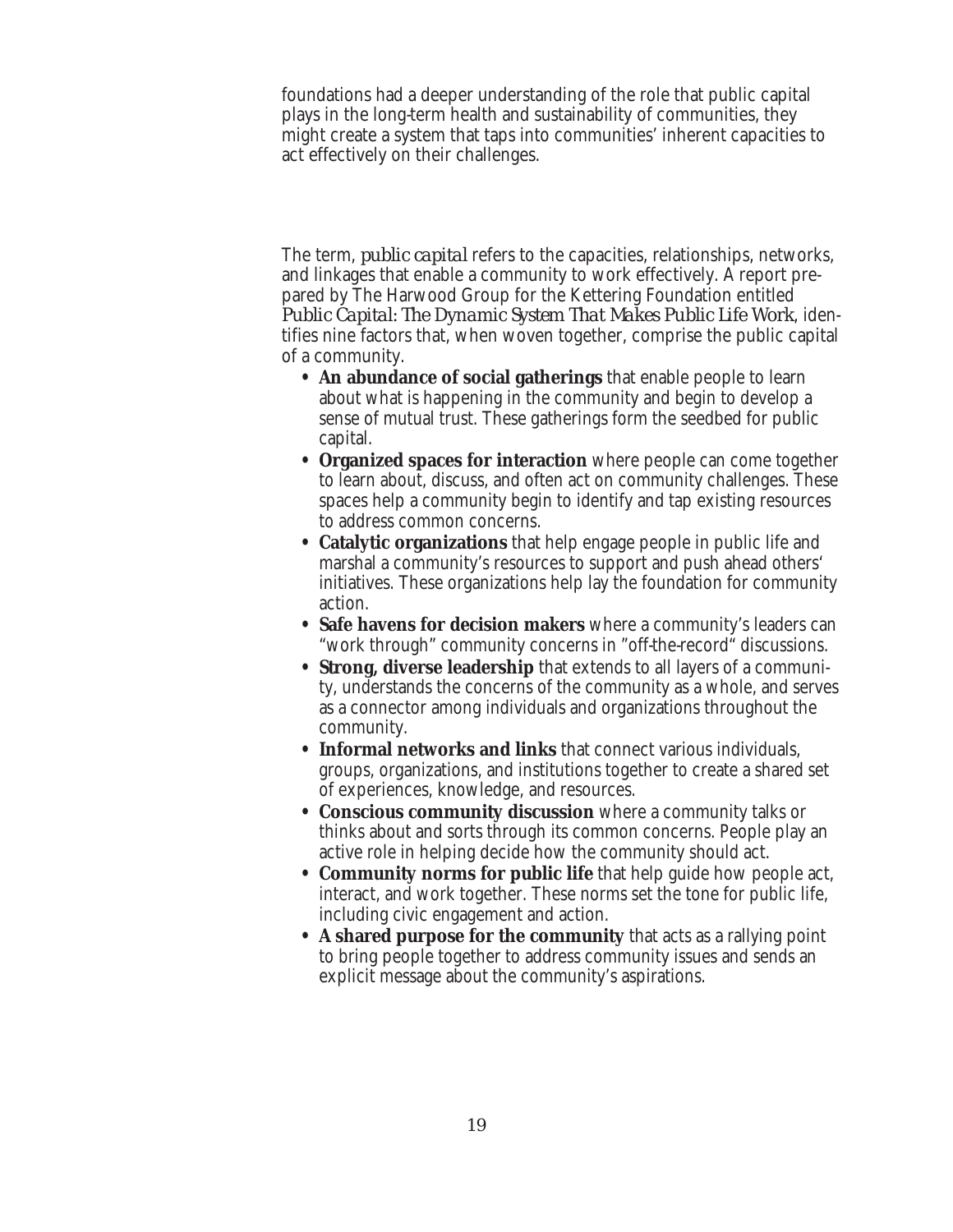foundations had a deeper understanding of the role that public capital plays in the long-term health and sustainability of communities, they might create a system that taps into communities' inherent capacities to act effectively on their challenges.

The term, *public capital* refers to the capacities, relationships, networks, and linkages that enable a community to work effectively. A report prepared by The Harwood Group for the Kettering Foundation entitled *Public Capital: The Dynamic System That Makes Public Life Work*, identifies nine factors that, when woven together, comprise the public capital of a community.

- **An abundance of social gatherings** that enable people to learn about what is happening in the community and begin to develop a sense of mutual trust. These gatherings form the seedbed for public capital.
- **Organized spaces for interaction** where people can come together to learn about, discuss, and often act on community challenges. These spaces help a community begin to identify and tap existing resources to address common concerns.
- **Catalytic organizations** that help engage people in public life and marshal a community's resources to support and push ahead others' initiatives. These organizations help lay the foundation for community action.
- **Safe havens for decision makers** where a community's leaders can "work through" community concerns in "off-the-record" discussions.
- **Strong, diverse leadership** that extends to all layers of a community, understands the concerns of the community as a whole, and serves as a connector among individuals and organizations throughout the community.
- **Informal networks and links** that connect various individuals, groups, organizations, and institutions together to create a shared set of experiences, knowledge, and resources.
- **Conscious community discussion** where a community talks or thinks about and sorts through its common concerns. People play an active role in helping decide how the community should act.
- **Community norms for public life** that help guide how people act, interact, and work together. These norms set the tone for public life, including civic engagement and action.
- **A shared purpose for the community** that acts as a rallying point to bring people together to address community issues and sends an explicit message about the community's aspirations.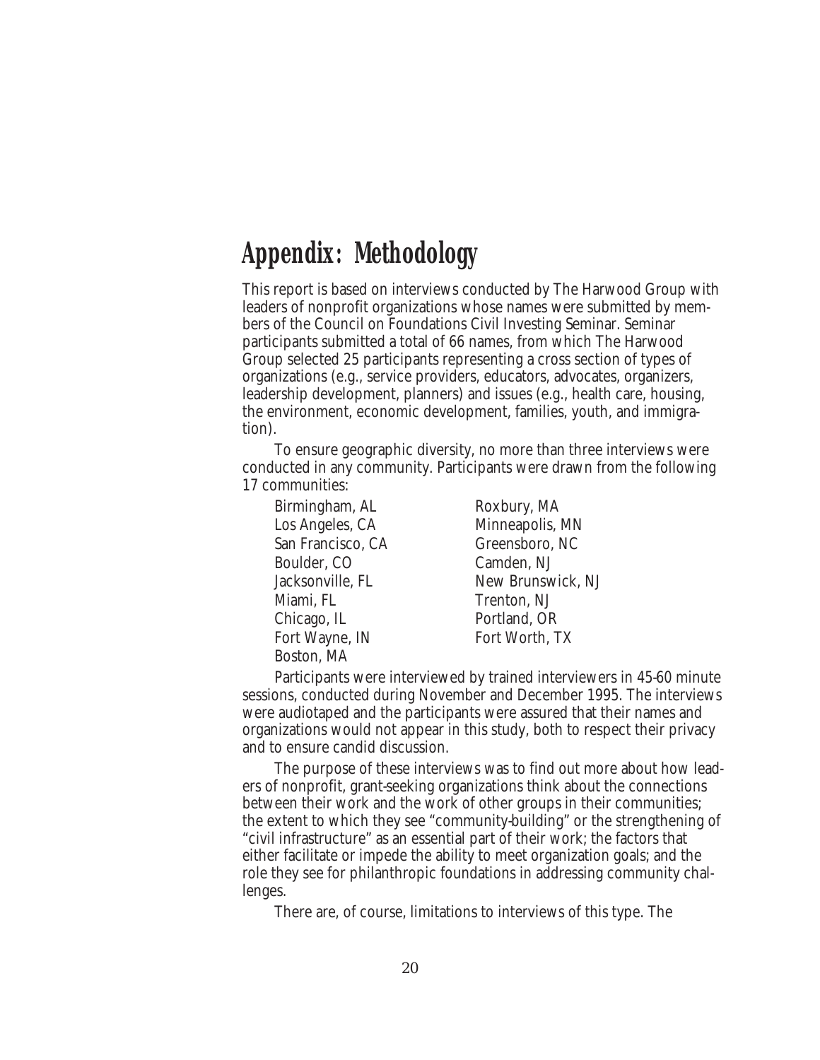# Appendix: Methodology

This report is based on interviews conducted by The Harwood Group with leaders of nonprofit organizations whose names were submitted by members of the Council on Foundations Civil Investing Seminar. Seminar participants submitted a total of 66 names, from which The Harwood Group selected 25 participants representing a cross section of types of organizations (e.g., service providers, educators, advocates, organizers, leadership development, planners) and issues (e.g., health care, housing, the environment, economic development, families, youth, and immigration).

To ensure geographic diversity, no more than three interviews were conducted in any community. Participants were drawn from the following 17 communities:

- Birmingham, AL
- Los Angeles, CA
- San Francisco, CA
- Boulder, CO
- Jacksonville, FL
- Miami, FL
- Chicago, IL
- Fort Wayne, IN
- Boston, MA
- Roxbury, MA
- Minneapolis, MN
- Greensboro, NC
- Camden, NJ
- New Brunswick, NJ
- Trenton, NJ
- Portland, OR
- Fort Worth, TX

Participants were interviewed by trained interviewers in 45-60 minute sessions, conducted during November and December 1995. The interviews were audiotaped and the participants were assured that their names and organizations would not appear in this study, both to respect their privacy and to ensure candid discussion.

The purpose of these interviews was to find out more about how leaders of nonprofit, grant-seeking organizations think about the connections between their work and the work of other groups in their communities; the extent to which they see "community-building" or the strengthening of "civil infrastructure" as an essential part of their work; the factors that either facilitate or impede the ability to meet organization goals; and the role they see for philanthropic foundations in addressing community challenges.

There are, of course, limitations to interviews of this type. The